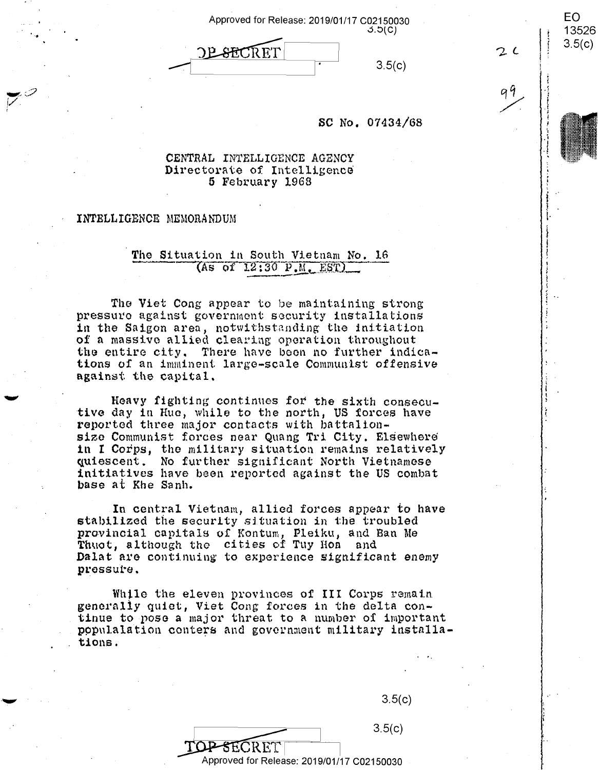TOP SECRET

3.5(c)

SC No. 07434/68

CENTRAL INTELLIGENCE AGENCY
Directorate of Intelligence
5 February 1968

INTELLIGENCE MEMORANDUM

## The Situation in South Vietnam No. 16
(As of 12:30 P.M. EST)

The Viet Cong appear to be maintaining strong pressure against government security installations in the Saigon area, notwithstanding the initiation of a massive allied clearing operation throughout the entire city. There have been no further indications of an imminent large-scale Communist offensive against the capital.

Heavy fighting continues for the sixth consecutive day in Hue, while to the north, US forces have reported three major contacts with battalion-size Communist forces near Quang Tri City. Elsewhere in I Corps, the military situation remains relatively quiescent. No further significant North Vietnamese initiatives have been reported against the US combat base at Khe Sanh.

In central Vietnam, allied forces appear to have stabilized the security situation in the troubled provincial capitals of Kontum, Pleiku, and Ban Me Thuot, although the cities of Tuy Hoa and Dalat are continuing to experience significant enemy pressure.

While the eleven provinces of III Corps remain generally quiet, Viet Cong forces in the delta continue to pose a major threat to a number of important populalation centers and government military installations.

3.5(c)

3.5(c)

TOP SECRET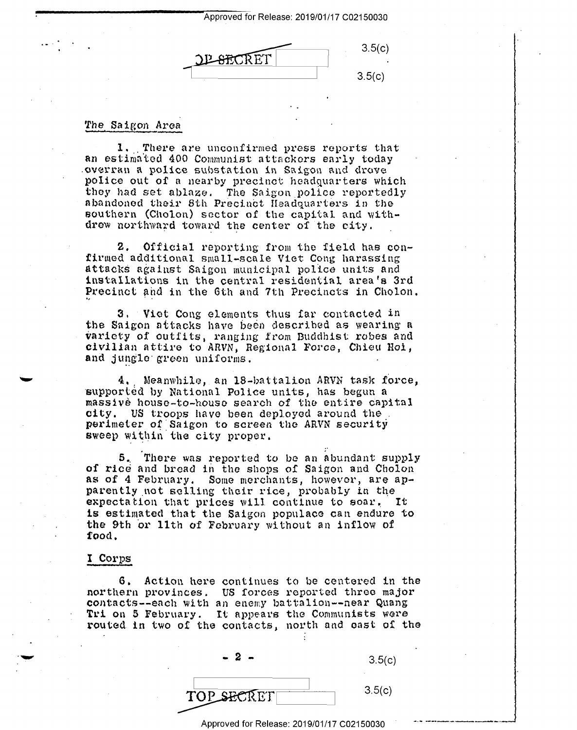## The Saigon Area

1. There are unconfirmed press reports that an estimated 400 Communist attackers early today overran a police substation in Saigon and drove police out of a nearby precinct headquarters which they had set ablaze. The Saigon police reportedly abandoned their 8th Precinct Headquarters in the southern (Cholon) sector of the capital and withdrew northward toward the center of the city.

2. Official reporting from the field has confirmed additional small-scale Viet Cong harassing attacks against Saigon municipal police units and installations in the central residential area's 3rd Precinct and in the 6th and 7th Precincts in Cholon.

3. Viet Cong elements thus far contacted in the Saigon attacks have been described as wearing a variety of outfits, ranging from Buddhist robes and civilian attire to ARVN, Regional Force, Chieu Hoi, and jungle green uniforms.

4. Meanwhile, an 18-battalion ARVN task force, supported by National Police units, has begun a massive house-to-house search of the entire capital city. US troops have been deployed around the perimeter of Saigon to screen the ARVN security sweep within the city proper.

5. There was reported to be an abundant supply of rice and bread in the shops of Saigon and Cholon as of 4 February. Some merchants, however, are apparently not selling their rice, probably in the expectation that prices will continue to soar. It is estimated that the Saigon populace can endure to the 9th or 11th of February without an inflow of food.

## I Corps

6. Action here continues to be centered in the northern provinces. US forces reported three major contacts--each with an enemy battalion--near Quang Tri on 5 February. It appears the Communists were routed in two of the contacts, north and east of the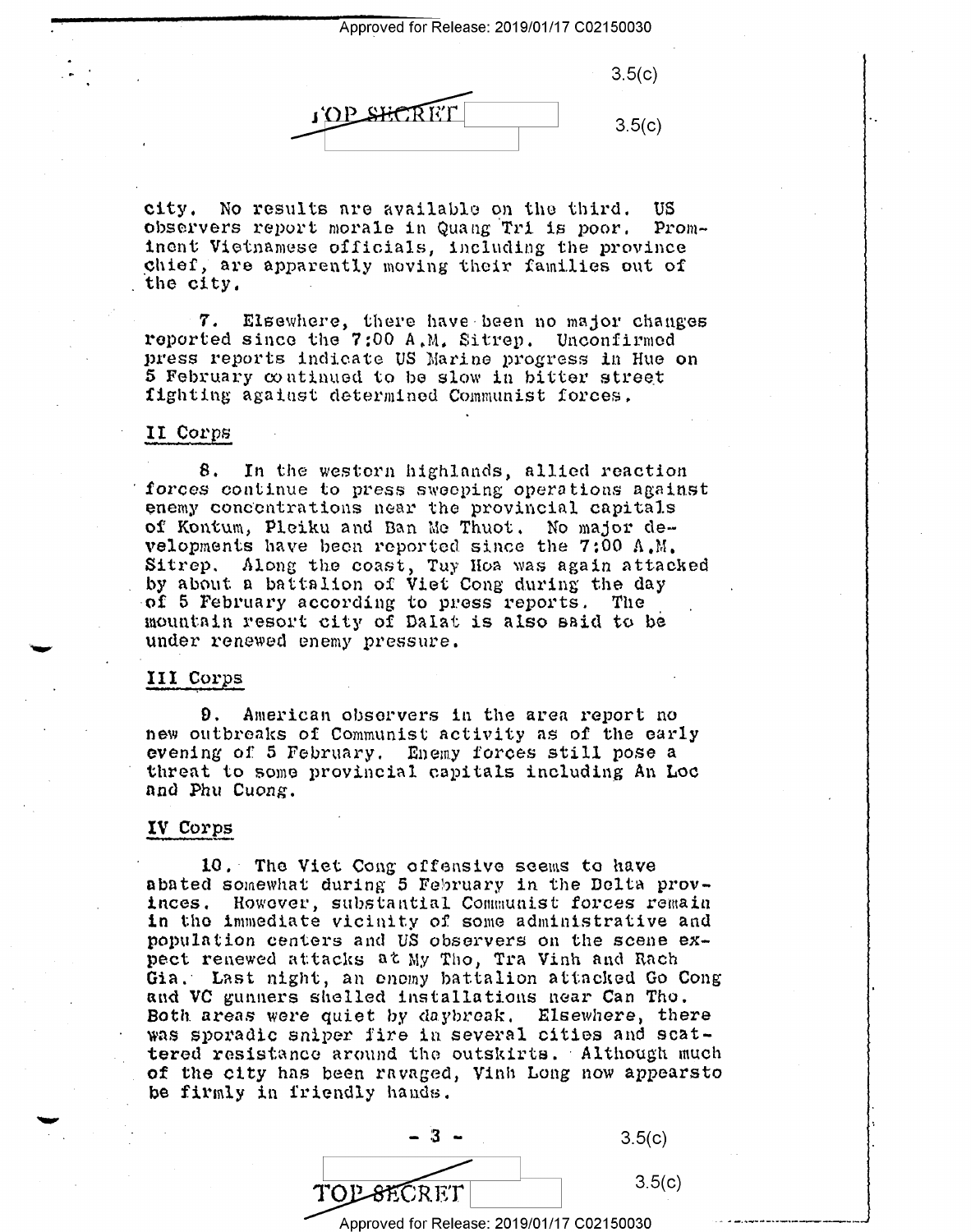city. No results are available on the third. US observers report morale in Quang Tri is poor. Prominent Vietnamese officials, including the province chief, are apparently moving their families out of the city.

7. Elsewhere, there have been no major changes reported since the 7:00 A.M. Sitrep. Unconfirmed press reports indicate US Marine progress in Hue on 5 February continued to be slow in bitter street fighting against determined Communist forces.

## II Corps

8. In the western highlands, allied reaction forces continue to press sweeping operations against enemy concentrations near the provincial capitals of Kontum, Pleiku and Ban Me Thuot. No major developments have been reported since the 7:00 A.M. Sitrep. Along the coast, Tuy Hoa was again attacked by about a battalion of Viet Cong during the day of 5 February according to press reports. The mountain resort city of Dalat is also said to be under renewed enemy pressure.

## III Corps

9. American observers in the area report no new outbreaks of Communist activity as of the early evening of 5 February. Enemy forces still pose a threat to some provincial capitals including An Loc and Phu Cuong.

## IV Corps

10. The Viet Cong offensive seems to have abated somewhat during 5 February in the Delta provinces. However, substantial Communist forces remain in the immediate vicinity of some administrative and population centers and US observers on the scene expect renewed attacks at My Tho, Tra Vinh and Rach Gia. Last night, an enemy battalion attacked Go Cong and VC gunners shelled installations near Can Tho. Both areas were quiet by daybreak. Elsewhere, there was sporadic sniper fire in several cities and scattered resistance around the outskirts. Although much of the city has been ravaged, Vinh Long now appearsto be firmly in friendly hands.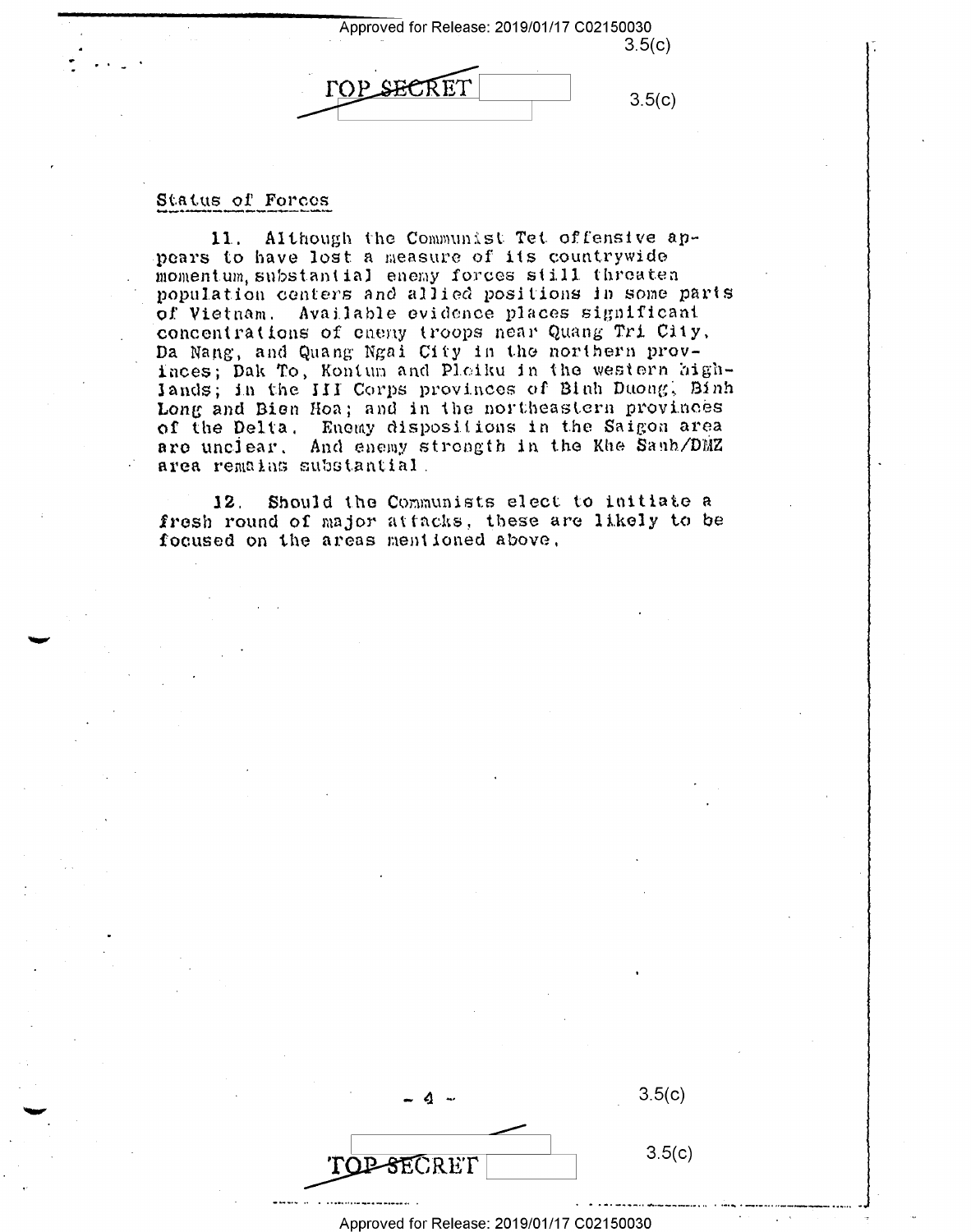## Status of Forces

11. Although the Communist Tet offensive appears to have lost a measure of its countrywide momentum, substantial enemy forces still threaten population centers and allied positions in some parts of Vietnam. Available evidence places significant concentrations of enemy troops near Quang Tri City, Da Nang, and Quang Ngai City in the northern provinces; Dak To, Kontum and Pleiku in the western highlands; in the III Corps provinces of Binh Duong, Binh Long and Bien Hoa; and in the northeastern provinces of the Delta. Enemy dispositions in the Saigon area are unclear. And enemy strength in the Khe Sanh/DMZ area remains substantial.

12. Should the Communists elect to initiate a fresh round of major attacks, these are likely to be focused on the areas mentioned above.